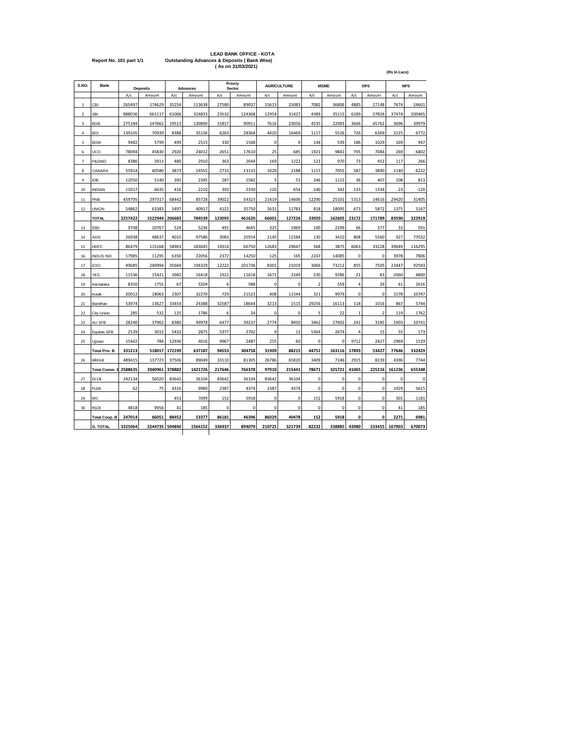**Report No. 101 part 1/1**

# LEAD BANK OFFICE - KOTA

## Outstanding Advances & Deposits ( Bank Wise)

### ( As on 31/03/2021)

(Rs In Lacs)

| S.NO. | Bank | Deposits | | Advances | | Priorty Sector | | AGRICULTURE | | MSME | | OPS | | NPS | |
|---|---|---|---|---|---|---|---|---|---|---|---|---|---|---|---|
| | | A/c | Amount | A/c | Amount | A/c | Amount | A/c | Amount | A/c | Amount | A/c | Amount | A/c | Amount |
| 1 | CBI | 265497 | 174629 | 35254 | 113638 | 27580 | 89037 | 15613 | 25083 | 7082 | 36806 | 4885 | 27148 | 7674 | 24601 |
| 2 | SBI | 888036 | 661117 | 61006 | 324833 | 23532 | 124368 | 12954 | 31427 | 4389 | 35115 | 6189 | 57826 | 37474 | 200465 |
| 3 | BOB | 275184 | 147662 | 19513 | 130890 | 15817 | 90911 | 7616 | 23056 | 4535 | 22093 | 3666 | 45762 | 3696 | 39979 |
| 4 | BOI | 139105 | 70939 | 8388 | 35136 | 6263 | 28364 | 4420 | 16469 | 1117 | 5526 | 726 | 6369 | 2125 | 6772 |
| 5 | BOM | 9482 | 5799 | 499 | 2515 | 330 | 1568 | 0 | 0 | 144 | 539 | 186 | 1029 | 169 | 947 |
| 6 | UCO | 78094 | 45830 | 2920 | 24012 | 2651 | 17610 | 25 | 685 | 1921 | 9841 | 705 | 7084 | 269 | 6402 |
| 7 | P&SIND | 8386 | 3913 | 480 | 2910 | 363 | 2644 | 169 | 1222 | 121 | 970 | 73 | 452 | 117 | 266 |
| 8 | CANARA | 55914 | 40580 | 3873 | 19355 | 2733 | 13133 | 1029 | 2188 | 1117 | 7055 | 587 | 3890 | 1140 | 6222 |
| 9 | IOB | 12050 | 5140 | 395 | 2395 | 287 | 1582 | 5 | 53 | 246 | 1122 | 36 | 407 | 108 | 813 |
| 10 | INDIAN | 11017 | 6635 | 416 | 2210 | 393 | 2330 | 120 | 654 | 140 | 342 | 133 | 1334 | 23 | -120 |
| 11 | PNB | 459795 | 297317 | 68442 | 85728 | 39022 | 54323 | 21419 | 14606 | 12290 | 25101 | 5313 | 14616 | 29420 | 31405 |
| 12 | UNION | 54862 | 63383 | 5497 | 40917 | 4122 | 35750 | 2631 | 11783 | 818 | 18095 | 673 | 5872 | 1375 | 5167 |
| | **TOTAL** | **2257422** | **1522944** | **206683** | **784539** | **123093** | **461620** | **66001** | **127226** | **33920** | **162605** | **23172** | **171789** | **83590** | **322919** |
| 13 | IDBI | 9748 | 10767 | 524 | 5236 | 491 | 4645 | 325 | 1969 | 100 | 2299 | 66 | 377 | 33 | 591 |
| 14 | AXIS | 26938 | 48637 | 4010 | 97586 | 3083 | 20554 | 2145 | 11584 | 130 | 3410 | 808 | 5560 | 927 | 77032 |
| 15 | HDFC | 86479 | 115168 | 58963 | 183045 | 19314 | 66750 | 12683 | 29647 | 568 | 3875 | 6063 | 33228 | 39649 | 116295 |
| 16 | INDUS IND | 17985 | 11295 | 6350 | 22056 | 2372 | 14250 | 125 | 165 | 2247 | 14085 | 0 | 0 | 3978 | 7806 |
| 17 | ICICI | 49685 | 240994 | 35669 | 194329 | 12222 | 101736 | 8301 | 21019 | 3066 | 73212 | 855 | 7505 | 23447 | 92593 |
| 18 | YES | 11536 | 15421 | 3982 | 16418 | 1922 | 11618 | 1671 | 2249 | 230 | 9286 | 21 | 83 | 2060 | 4800 |
| 19 | Karnataka | 8350 | 1755 | 67 | 3204 | 6 | 588 | 0 | 0 | 2 | 559 | 4 | 29 | 61 | 2616 |
| 20 | Kotak | 20012 | 18063 | 2307 | 32270 | 729 | 21523 | 408 | 11544 | 321 | 9979 | 0 | 0 | 1578 | 10747 |
| 21 | Bandhan | 53974 | 13627 | 33454 | 24388 | 32587 | 18644 | 3213 | 1515 | 29256 | 16113 | 118 | 1016 | 867 | 5744 |
| 22 | City Union | 285 | 532 | 125 | 1786 | 6 | 24 | 0 | 0 | 5 | 22 | 1 | 2 | 119 | 1762 |
| 23 | AU SFB | 28240 | 37962 | 8380 | 49978 | 6477 | 39237 | 2774 | 8450 | 3462 | 27602 | 241 | 3185 | 1903 | 10741 |
| 24 | Equitas SFB | 2539 | 3012 | 5432 | 2875 | 5377 | 2702 | 9 | 13 | 5364 | 2674 | 4 | 15 | 55 | 173 |
| 25 | Ujjivan | 15442 | 784 | 12936 | 4016 | 9967 | 2487 | 255 | 60 | 0 | 0 | 9712 | 2427 | 2969 | 1529 |
| | **Total Priv. B** | **331213** | **518017** | **172199** | **637187** | **94553** | **304758** | **31909** | **88215** | **44751** | **163116** | **17893** | **53427** | **77646** | **332429** |
| 26 | BRKGB | 489415 | 137723 | 37506 | 89049 | 33110 | 81305 | 26786 | 65820 | 3409 | 7246 | 2915 | 8239 | 4396 | 7744 |
| | **Total Comm. B** | **2588635** | **2040961** | **378882** | **1421726** | **217646** | **766378** | **97910** | **215441** | **78671** | **325721** | **41065** | **225216** | **161236** | **655348** |
| 27 | DCCB | 242134 | 56020 | 83642 | 36104 | 83642 | 36104 | 83642 | 36104 | 0 | 0 | 0 | 0 | 0 | 0 |
| 28 | PLDB | 62 | 75 | 4316 | 9989 | 2387 | 4374 | 2387 | 4374 | 0 | 0 | 0 | 0 | 1929 | 5615 |
| 29 | RFC | | | 453 | 7099 | 152 | 5918 | 0 | 0 | 152 | 5918 | 0 | 0 | 301 | 1181 |
| 30 | RSCB | 4818 | 9956 | 41 | 185 | 0 | 0 | 0 | 0 | 0 | 0 | 0 | 0 | 41 | 185 |
| | **Total Coop. B** | **247014** | **66051** | **88452** | **53377** | **86181** | **46396** | **86029** | **40478** | **152** | **5918** | **0** | **0** | **2271** | **6981** |
| | **G. TOTAL** | **3325064** | **2244735** | **504840** | **1564152** | **336937** | **894079** | **210725** | **321739** | **82232** | **338885** | **43980** | **233455** | **167903** | **670073** |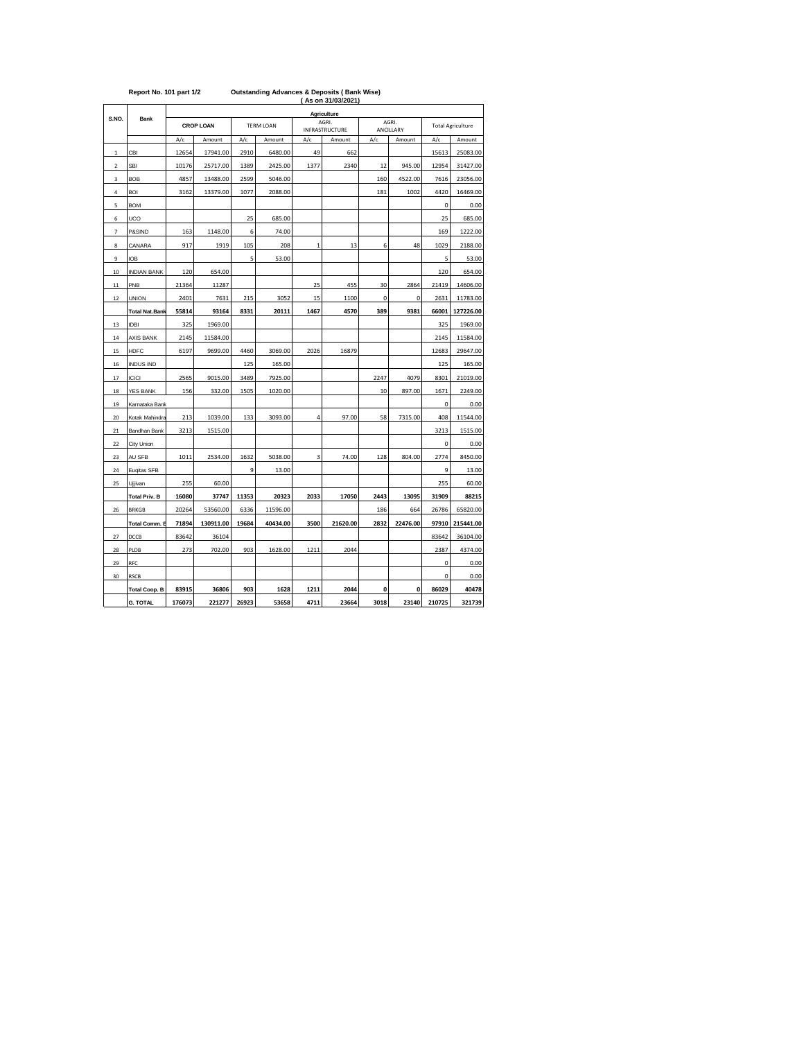Report No. 101 part 1/2 **Outstanding Advances & Deposits ( Bank Wise)**

**( As on 31/03/2021)**

| S.NO. | Bank | Agriculture | | | | | | | | | |
|---|---|---|---|---|---|---|---|---|---|---|---|
| | | CROP LOAN | | TERM LOAN | | AGRI. INFRASTRUCTURE | | AGRI. ANCILLARY | | Total Agriculture | |
| | | A/c | Amount | A/c | Amount | A/c | Amount | A/c | Amount | A/c | Amount |
| 1 | CBI | 12654 | 17941.00 | 2910 | 6480.00 | 49 | 662 | | | 15613 | 25083.00 |
| 2 | SBI | 10176 | 25717.00 | 1389 | 2425.00 | 1377 | 2340 | 12 | 945.00 | 12954 | 31427.00 |
| 3 | BOB | 4857 | 13488.00 | 2599 | 5046.00 | | | 160 | 4522.00 | 7616 | 23056.00 |
| 4 | BOI | 3162 | 13379.00 | 1077 | 2088.00 | | | 181 | 1002 | 4420 | 16469.00 |
| 5 | BOM | | | | | | | | | 0 | 0.00 |
| 6 | UCO | | | 25 | 685.00 | | | | | 25 | 685.00 |
| 7 | P&SIND | 163 | 1148.00 | 6 | 74.00 | | | | | 169 | 1222.00 |
| 8 | CANARA | 917 | 1919 | 105 | 208 | 1 | 13 | 6 | 48 | 1029 | 2188.00 |
| 9 | IOB | | | 5 | 53.00 | | | | | 5 | 53.00 |
| 10 | INDIAN BANK | 120 | 654.00 | | | | | | | 120 | 654.00 |
| 11 | PNB | 21364 | 11287 | | | 25 | 455 | 30 | 2864 | 21419 | 14606.00 |
| 12 | UNION | 2401 | 7631 | 215 | 3052 | 15 | 1100 | 0 | 0 | 2631 | 11783.00 |
| | **Total Nat.Bank** | **55814** | **93164** | **8331** | **20111** | **1467** | **4570** | **389** | **9381** | **66001** | **127226.00** |
| 13 | IDBI | 325 | 1969.00 | | | | | | | 325 | 1969.00 |
| 14 | AXIS BANK | 2145 | 11584.00 | | | | | | | 2145 | 11584.00 |
| 15 | HDFC | 6197 | 9699.00 | 4460 | 3069.00 | 2026 | 16879 | | | 12683 | 29647.00 |
| 16 | INDUS IND | | | 125 | 165.00 | | | | | 125 | 165.00 |
| 17 | ICICI | 2565 | 9015.00 | 3489 | 7925.00 | | | 2247 | 4079 | 8301 | 21019.00 |
| 18 | YES BANK | 156 | 332.00 | 1505 | 1020.00 | | | 10 | 897.00 | 1671 | 2249.00 |
| 19 | Karnataka Bank | | | | | | | | | 0 | 0.00 |
| 20 | Kotak Mahindra | 213 | 1039.00 | 133 | 3093.00 | 4 | 97.00 | 58 | 7315.00 | 408 | 11544.00 |
| 21 | Bandhan Bank | 3213 | 1515.00 | | | | | | | 3213 | 1515.00 |
| 22 | City Union | | | | | | | | | 0 | 0.00 |
| 23 | AU SFB | 1011 | 2534.00 | 1632 | 5038.00 | 3 | 74.00 | 128 | 804.00 | 2774 | 8450.00 |
| 24 | Euqitas SFB | | | 9 | 13.00 | | | | | 9 | 13.00 |
| 25 | Ujjivan | 255 | 60.00 | | | | | | | 255 | 60.00 |
| | **Total Priv. B** | **16080** | **37747** | **11353** | **20323** | **2033** | **17050** | **2443** | **13095** | **31909** | **88215** |
| 26 | BRKGB | 20264 | 53560.00 | 6336 | 11596.00 | | | 186 | 664 | 26786 | 65820.00 |
| | **Total Comm. B** | **71894** | **130911.00** | **19684** | **40434.00** | **3500** | **21620.00** | **2832** | **22476.00** | **97910** | **215441.00** |
| 27 | DCCB | 83642 | 36104 | | | | | | | 83642 | 36104.00 |
| 28 | PLDB | 273 | 702.00 | 903 | 1628.00 | 1211 | 2044 | | | 2387 | 4374.00 |
| 29 | RFC | | | | | | | | | 0 | 0.00 |
| 30 | RSCB | | | | | | | | | 0 | 0.00 |
| | **Total Coop. B** | **83915** | **36806** | **903** | **1628** | **1211** | **2044** | **0** | **0** | **86029** | **40478** |
| | **G. TOTAL** | **176073** | **221277** | **26923** | **53658** | **4711** | **23664** | **3018** | **23140** | **210725** | **321739** |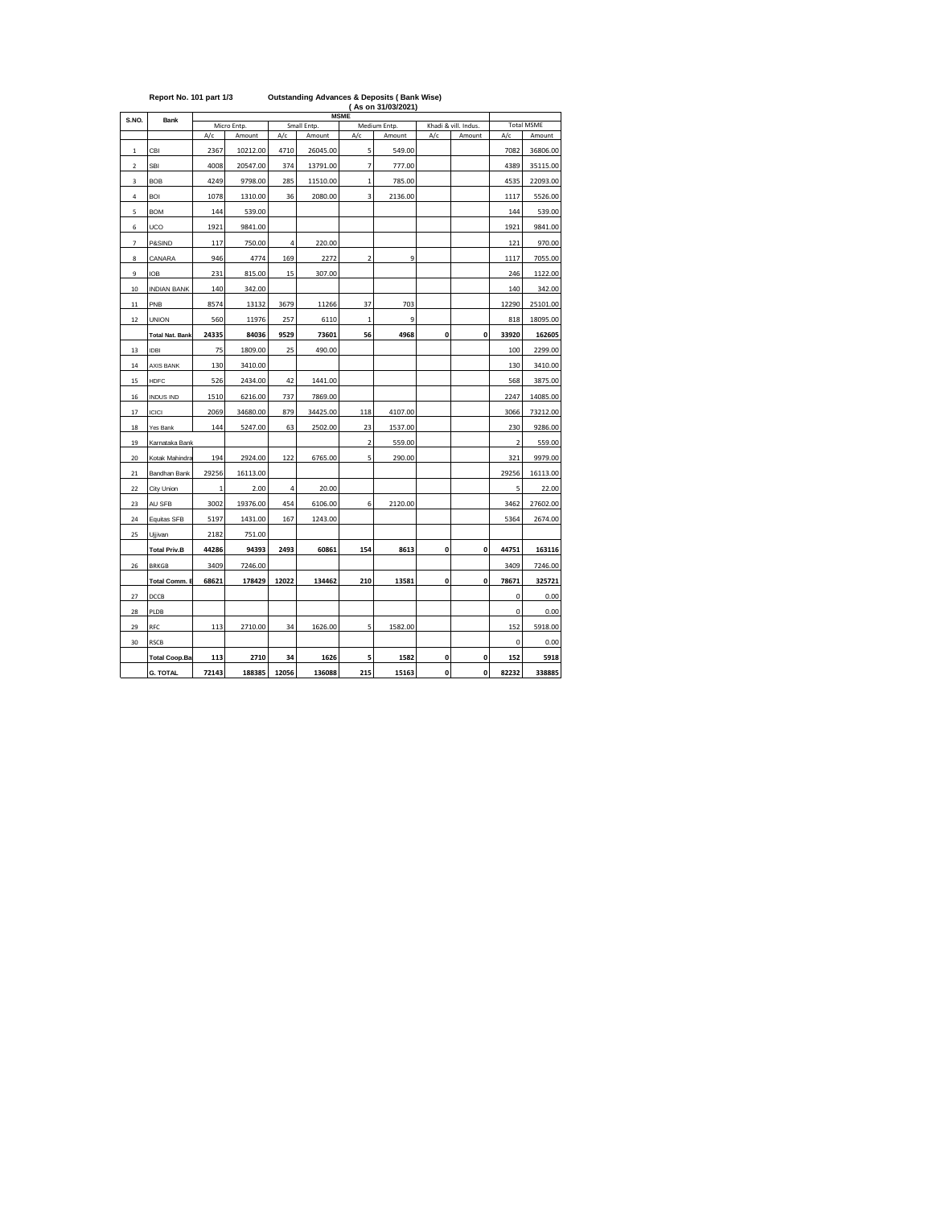Report No. 101 part 1/3 **Outstanding Advances & Deposits ( Bank Wise)**

**( As on 31/03/2021)**

| S.NO. | Bank | MSME | | | | | | | | | |
|---|---|---|---|---|---|---|---|---|---|---|---|
| | | Micro Entp. | | Small Entp. | | Medium Entp. | | Khadi & vill. Indus. | | Total MSME | |
| | | A/c | Amount | A/c | Amount | A/c | Amount | A/c | Amount | A/c | Amount |
| 1 | CBI | 2367 | 10212.00 | 4710 | 26045.00 | 5 | 549.00 | | | 7082 | 36806.00 |
| 2 | SBI | 4008 | 20547.00 | 374 | 13791.00 | 7 | 777.00 | | | 4389 | 35115.00 |
| 3 | BOB | 4249 | 9798.00 | 285 | 11510.00 | 1 | 785.00 | | | 4535 | 22093.00 |
| 4 | BOI | 1078 | 1310.00 | 36 | 2080.00 | 3 | 2136.00 | | | 1117 | 5526.00 |
| 5 | BOM | 144 | 539.00 | | | | | | | 144 | 539.00 |
| 6 | UCO | 1921 | 9841.00 | | | | | | | 1921 | 9841.00 |
| 7 | P&SIND | 117 | 750.00 | 4 | 220.00 | | | | | 121 | 970.00 |
| 8 | CANARA | 946 | 4774 | 169 | 2272 | 2 | 9 | | | 1117 | 7055.00 |
| 9 | IOB | 231 | 815.00 | 15 | 307.00 | | | | | 246 | 1122.00 |
| 10 | INDIAN BANK | 140 | 342.00 | | | | | | | 140 | 342.00 |
| 11 | PNB | 8574 | 13132 | 3679 | 11266 | 37 | 703 | | | 12290 | 25101.00 |
| 12 | UNION | 560 | 11976 | 257 | 6110 | 1 | 9 | | | 818 | 18095.00 |
| | **Total Nat. Bank** | **24335** | **84036** | **9529** | **73601** | **56** | **4968** | **0** | **0** | **33920** | **162605** |
| 13 | IDBI | 75 | 1809.00 | 25 | 490.00 | | | | | 100 | 2299.00 |
| 14 | AXIS BANK | 130 | 3410.00 | | | | | | | 130 | 3410.00 |
| 15 | HDFC | 526 | 2434.00 | 42 | 1441.00 | | | | | 568 | 3875.00 |
| 16 | INDUS IND | 1510 | 6216.00 | 737 | 7869.00 | | | | | 2247 | 14085.00 |
| 17 | ICICI | 2069 | 34680.00 | 879 | 34425.00 | 118 | 4107.00 | | | 3066 | 73212.00 |
| 18 | Yes Bank | 144 | 5247.00 | 63 | 2502.00 | 23 | 1537.00 | | | 230 | 9286.00 |
| 19 | Karnataka Bank | | | | | 2 | 559.00 | | | 2 | 559.00 |
| 20 | Kotak Mahindra | 194 | 2924.00 | 122 | 6765.00 | 5 | 290.00 | | | 321 | 9979.00 |
| 21 | Bandhan Bank | 29256 | 16113.00 | | | | | | | 29256 | 16113.00 |
| 22 | City Union | 1 | 2.00 | 4 | 20.00 | | | | | 5 | 22.00 |
| 23 | AU SFB | 3002 | 19376.00 | 454 | 6106.00 | 6 | 2120.00 | | | 3462 | 27602.00 |
| 24 | Equitas SFB | 5197 | 1431.00 | 167 | 1243.00 | | | | | 5364 | 2674.00 |
| 25 | Ujjivan | 2182 | 751.00 | | | | | | | | |
| | **Total Priv.B** | **44286** | **94393** | **2493** | **60861** | **154** | **8613** | **0** | **0** | **44751** | **163116** |
| 26 | BRKGB | 3409 | 7246.00 | | | | | | | 3409 | 7246.00 |
| | **Total Comm. B** | **68621** | **178429** | **12022** | **134462** | **210** | **13581** | **0** | **0** | **78671** | **325721** |
| 27 | DCCB | | | | | | | | | 0 | 0.00 |
| 28 | PLDB | | | | | | | | | 0 | 0.00 |
| 29 | RFC | 113 | 2710.00 | 34 | 1626.00 | 5 | 1582.00 | | | 152 | 5918.00 |
| 30 | RSCB | | | | | | | | | 0 | 0.00 |
| | **Total Coop.Ba** | **113** | **2710** | **34** | **1626** | **5** | **1582** | **0** | **0** | **152** | **5918** |
| | **G. TOTAL** | **72143** | **188385** | **12056** | **136088** | **215** | **15163** | **0** | **0** | **82232** | **338885** |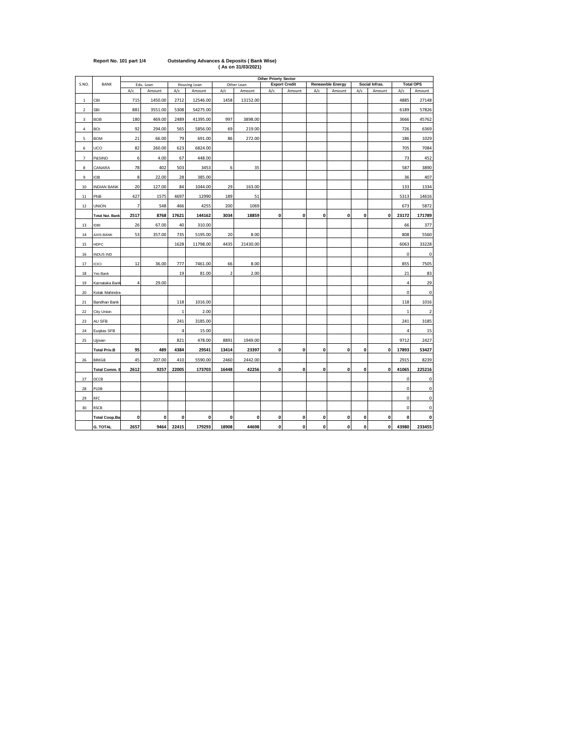Report No. 101 part 1/4

**Outstanding Advances & Deposits ( Bank Wise)**
**( As on 31/03/2021)**

| S.NO. | BANK | Other Priorty Sector | | | | | | | | | | | | | |
|---|---|---|---|---|---|---|---|---|---|---|---|---|---|---|---|
| | | Edu. Loan | | Housing Loan | | Other Loan | | Export Credit | | Reneawble Energy | | Social Infras. | | Total OPS | |
| | | A/c | Amount | A/c | Amount | A/c | Amount | A/c | Amount | A/c | Amount | A/c | Amount | A/c | Amount |
| 1 | CBI | 715 | 1450.00 | 2712 | 12546.00 | 1458 | 13152.00 | | | | | | | 4885 | 27148 |
| 2 | SBI | 881 | 3551.00 | 5308 | 54275.00 | | | | | | | | | 6189 | 57826 |
| 3 | BOB | 180 | 469.00 | 2489 | 41395.00 | 997 | 3898.00 | | | | | | | 3666 | 45762 |
| 4 | BOI | 92 | 294.00 | 565 | 5856.00 | 69 | 219.00 | | | | | | | 726 | 6369 |
| 5 | BOM | 21 | 66.00 | 79 | 691.00 | 86 | 272.00 | | | | | | | 186 | 1029 |
| 6 | UCO | 82 | 260.00 | 623 | 6824.00 | | | | | | | | | 705 | 7084 |
| 7 | P&SIND | 6 | 4.00 | 67 | 448.00 | | | | | | | | | 73 | 452 |
| 8 | CANARA | 78 | 402 | 503 | 3453 | 6 | 35 | | | | | | | 587 | 3890 |
| 9 | IOB | 8 | 22.00 | 28 | 385.00 | | | | | | | | | 36 | 407 |
| 10 | INDIAN BANK | 20 | 127.00 | 84 | 1044.00 | 29 | 163.00 | | | | | | | 133 | 1334 |
| 11 | PNB | 427 | 1575 | 4697 | 12990 | 189 | 51 | | | | | | | 5313 | 14616 |
| 12 | UNION | 7 | 548 | 466 | 4255 | 200 | 1069 | | | | | | | 673 | 5872 |
| | **Total Nat. Bank** | **2517** | **8768** | **17621** | **144162** | **3034** | **18859** | **0** | **0** | **0** | **0** | **0** | **0** | **23172** | **171789** |
| 13 | IDBI | 26 | 67.00 | 40 | 310.00 | | | | | | | | | 66 | 377 |
| 14 | AXIS BANK | 53 | 357.00 | 735 | 5195.00 | 20 | 8.00 | | | | | | | 808 | 5560 |
| 15 | HDFC | | | 1628 | 11798.00 | 4435 | 21430.00 | | | | | | | 6063 | 33228 |
| 16 | INDUS IND | | | | | | | | | | | | | 0 | 0 |
| 17 | ICICI | 12 | 36.00 | 777 | 7461.00 | 66 | 8.00 | | | | | | | 855 | 7505 |
| 18 | Yes Bank | | | 19 | 81.00 | 2 | 2.00 | | | | | | | 21 | 83 |
| 19 | Karnataka Bank | 4 | 29.00 | | | | | | | | | | | 4 | 29 |
| 20 | Kotak Mahindra | | | | | | | | | | | | | 0 | 0 |
| 21 | Bandhan Bank | | | 118 | 1016.00 | | | | | | | | | 118 | 1016 |
| 22 | City Union | | | 1 | 2.00 | | | | | | | | | 1 | 2 |
| 23 | AU SFB | | | 241 | 3185.00 | | | | | | | | | 241 | 3185 |
| 24 | Euqitas SFB | | | 4 | 15.00 | | | | | | | | | 4 | 15 |
| 25 | Ujjivan | | | 821 | 478.00 | 8891 | 1949.00 | | | | | | | 9712 | 2427 |
| | **Total Priv.B** | **95** | **489** | **4384** | **29541** | **13414** | **23397** | **0** | **0** | **0** | **0** | **0** | **0** | **17893** | **53427** |
| 26 | BRKGB | 45 | 207.00 | 410 | 5590.00 | 2460 | 2442.00 | | | | | | | 2915 | 8239 |
| | **Total Comm. B** | **2612** | **9257** | **22005** | **173703** | **16448** | **42256** | **0** | **0** | **0** | **0** | **0** | **0** | **41065** | **225216** |
| 27 | DCCB | | | | | | | | | | | | | 0 | 0 |
| 28 | PLDB | | | | | | | | | | | | | 0 | 0 |
| 29 | RFC | | | | | | | | | | | | | 0 | 0 |
| 30 | RSCB | | | | | | | | | | | | | 0 | 0 |
| | **Total Coop.Ba** | **0** | **0** | **0** | **0** | **0** | **0** | **0** | **0** | **0** | **0** | **0** | **0** | **0** | **0** |
| | **G. TOTAL** | **2657** | **9464** | **22415** | **179293** | **18908** | **44698** | **0** | **0** | **0** | **0** | **0** | **0** | **43980** | **233455** |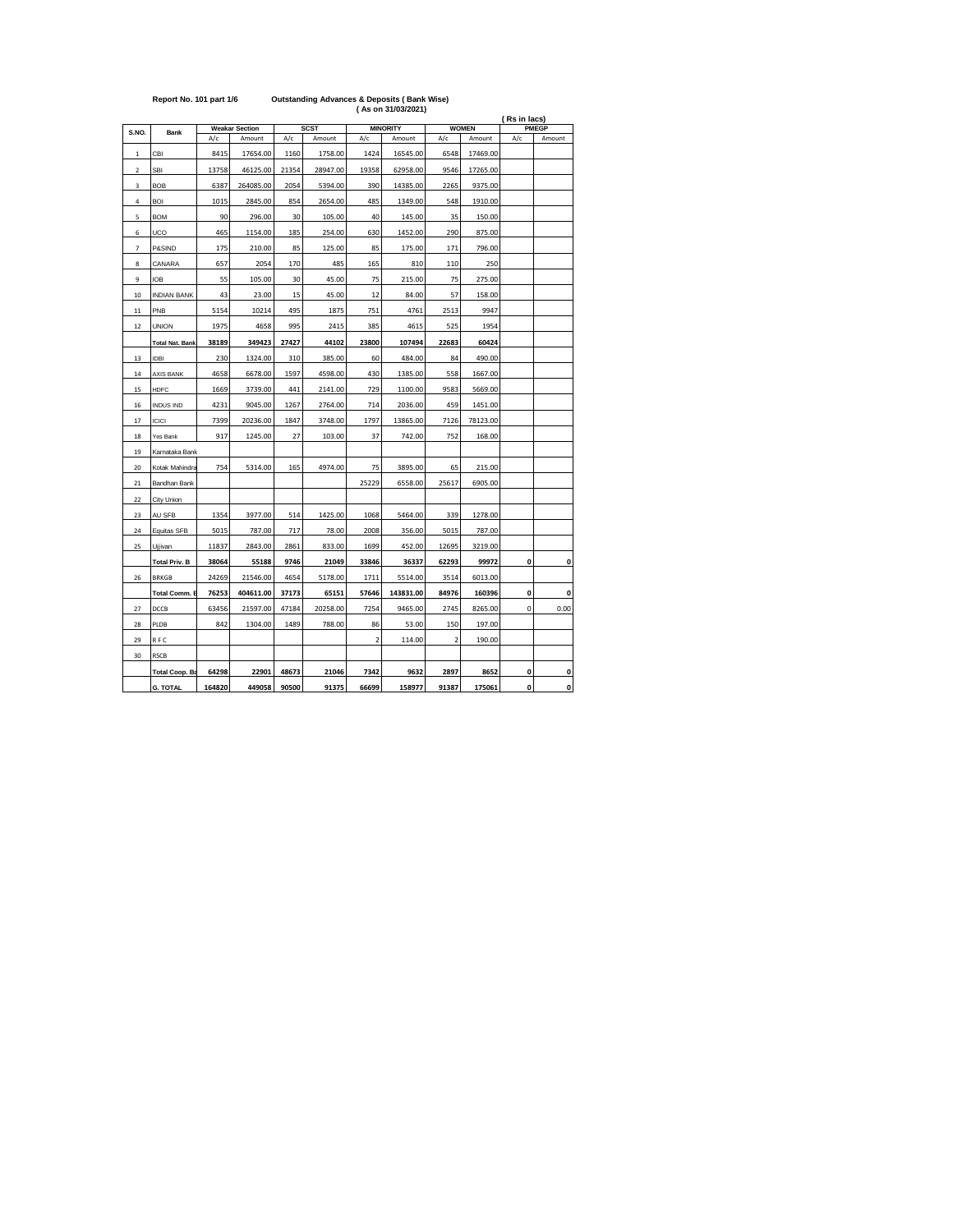**Report No. 101 part 1/6** **Outstanding Advances & Deposits ( Bank Wise)**

**( As on 31/03/2021)**

**( Rs in lacs)**

| S.NO. | Bank | Weakar Section | | SCST | | MINORITY | | WOMEN | | PMEGP | |
|---|---|---|---|---|---|---|---|---|---|---|---|
| | | A/c | Amount | A/c | Amount | A/c | Amount | A/c | Amount | A/c | Amount |
| 1 | CBI | 8415 | 17654.00 | 1160 | 1758.00 | 1424 | 16545.00 | 6548 | 17469.00 | | |
| 2 | SBI | 13758 | 46125.00 | 21354 | 28947.00 | 19358 | 62958.00 | 9546 | 17265.00 | | |
| 3 | BOB | 6387 | 264085.00 | 2054 | 5394.00 | 390 | 14385.00 | 2265 | 9375.00 | | |
| 4 | BOI | 1015 | 2845.00 | 854 | 2654.00 | 485 | 1349.00 | 548 | 1910.00 | | |
| 5 | BOM | 90 | 296.00 | 30 | 105.00 | 40 | 145.00 | 35 | 150.00 | | |
| 6 | UCO | 465 | 1154.00 | 185 | 254.00 | 630 | 1452.00 | 290 | 875.00 | | |
| 7 | P&SIND | 175 | 210.00 | 85 | 125.00 | 85 | 175.00 | 171 | 796.00 | | |
| 8 | CANARA | 657 | 2054 | 170 | 485 | 165 | 810 | 110 | 250 | | |
| 9 | IOB | 55 | 105.00 | 30 | 45.00 | 75 | 215.00 | 75 | 275.00 | | |
| 10 | INDIAN BANK | 43 | 23.00 | 15 | 45.00 | 12 | 84.00 | 57 | 158.00 | | |
| 11 | PNB | 5154 | 10214 | 495 | 1875 | 751 | 4761 | 2513 | 9947 | | |
| 12 | UNION | 1975 | 4658 | 995 | 2415 | 385 | 4615 | 525 | 1954 | | |
| | **Total Nat. Bank** | **38189** | **349423** | **27427** | **44102** | **23800** | **107494** | **22683** | **60424** | | |
| 13 | IDBI | 230 | 1324.00 | 310 | 385.00 | 60 | 484.00 | 84 | 490.00 | | |
| 14 | AXIS BANK | 4658 | 6678.00 | 1597 | 4598.00 | 430 | 1385.00 | 558 | 1667.00 | | |
| 15 | HDFC | 1669 | 3739.00 | 441 | 2141.00 | 729 | 1100.00 | 9583 | 5669.00 | | |
| 16 | INDUS IND | 4231 | 9045.00 | 1267 | 2764.00 | 714 | 2036.00 | 459 | 1451.00 | | |
| 17 | ICICI | 7399 | 20236.00 | 1847 | 3748.00 | 1797 | 13865.00 | 7126 | 78123.00 | | |
| 18 | Yes Bank | 917 | 1245.00 | 27 | 103.00 | 37 | 742.00 | 752 | 168.00 | | |
| 19 | Karnataka Bank | | | | | | | | | | |
| 20 | Kotak Mahindra | 754 | 5314.00 | 165 | 4974.00 | 75 | 3895.00 | 65 | 215.00 | | |
| 21 | Bandhan Bank | | | | | 25229 | 6558.00 | 25617 | 6905.00 | | |
| 22 | City Union | | | | | | | | | | |
| 23 | AU SFB | 1354 | 3977.00 | 514 | 1425.00 | 1068 | 5464.00 | 339 | 1278.00 | | |
| 24 | Equitas SFB | 5015 | 787.00 | 717 | 78.00 | 2008 | 356.00 | 5015 | 787.00 | | |
| 25 | Ujjivan | 11837 | 2843.00 | 2861 | 833.00 | 1699 | 452.00 | 12695 | 3219.00 | | |
| | **Total Priv. B** | **38064** | **55188** | **9746** | **21049** | **33846** | **36337** | **62293** | **99972** | **0** | **0** |
| 26 | BRKGB | 24269 | 21546.00 | 4654 | 5178.00 | 1711 | 5514.00 | 3514 | 6013.00 | | |
| | **Total Comm. B** | **76253** | **404611.00** | **37173** | **65151** | **57646** | **143831.00** | **84976** | **160396** | **0** | **0** |
| 27 | DCCB | 63456 | 21597.00 | 47184 | 20258.00 | 7254 | 9465.00 | 2745 | 8265.00 | 0 | 0.00 |
| 28 | PLDB | 842 | 1304.00 | 1489 | 788.00 | 86 | 53.00 | 150 | 197.00 | | |
| 29 | R F C | | | | | 2 | 114.00 | 2 | 190.00 | | |
| 30 | RSCB | | | | | | | | | | |
| | **Total Coop. Ba** | **64298** | **22901** | **48673** | **21046** | **7342** | **9632** | **2897** | **8652** | **0** | **0** |
| | **G. TOTAL** | **164820** | **449058** | **90500** | **91375** | **66699** | **158977** | **91387** | **175061** | **0** | **0** |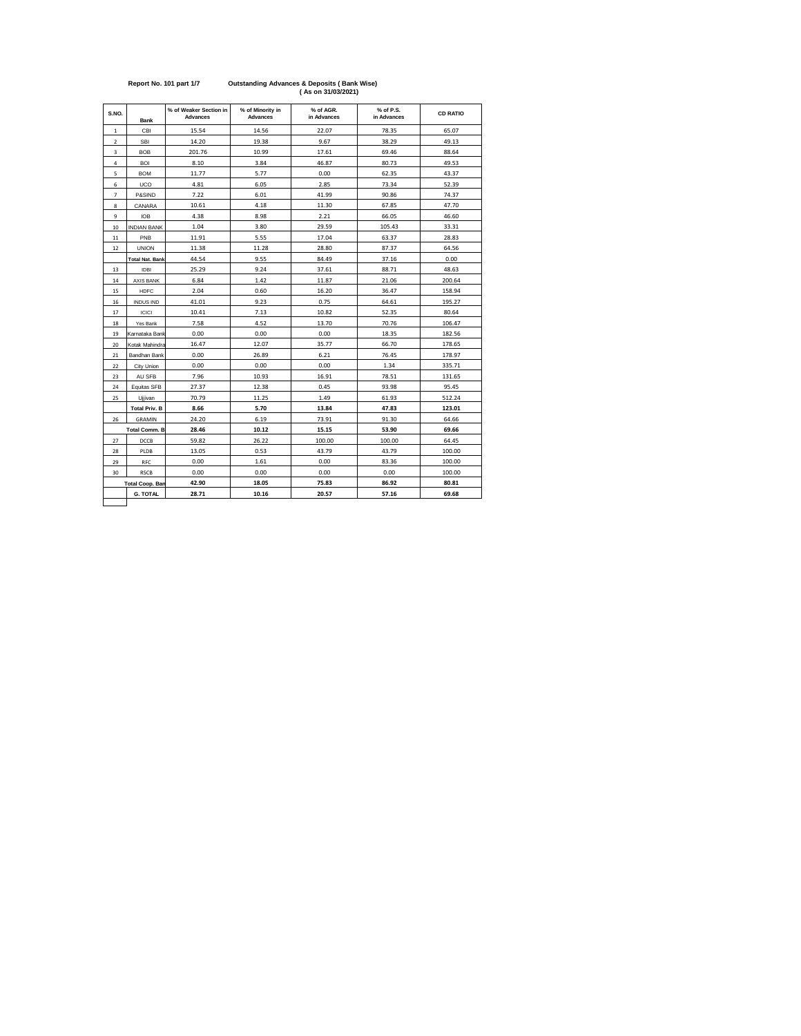**Report No. 101 part 1/7** **Outstanding Advances & Deposits ( Bank Wise)**
**( As on 31/03/2021)**

| S.NO. | Bank | % of Weaker Section in Advances | % of Minority in Advances | % of AGR. in Advances | % of P.S. in Advances | CD RATIO |
|---|---|---|---|---|---|---|
| 1 | CBI | 15.54 | 14.56 | 22.07 | 78.35 | 65.07 |
| 2 | SBI | 14.20 | 19.38 | 9.67 | 38.29 | 49.13 |
| 3 | BOB | 201.76 | 10.99 | 17.61 | 69.46 | 88.64 |
| 4 | BOI | 8.10 | 3.84 | 46.87 | 80.73 | 49.53 |
| 5 | BOM | 11.77 | 5.77 | 0.00 | 62.35 | 43.37 |
| 6 | UCO | 4.81 | 6.05 | 2.85 | 73.34 | 52.39 |
| 7 | P&SIND | 7.22 | 6.01 | 41.99 | 90.86 | 74.37 |
| 8 | CANARA | 10.61 | 4.18 | 11.30 | 67.85 | 47.70 |
| 9 | IOB | 4.38 | 8.98 | 2.21 | 66.05 | 46.60 |
| 10 | INDIAN BANK | 1.04 | 3.80 | 29.59 | 105.43 | 33.31 |
| 11 | PNB | 11.91 | 5.55 | 17.04 | 63.37 | 28.83 |
| 12 | UNION | 11.38 | 11.28 | 28.80 | 87.37 | 64.56 |
| | Total Nat. Bank | 44.54 | 9.55 | 84.49 | 37.16 | 0.00 |
| 13 | IDBI | 25.29 | 9.24 | 37.61 | 88.71 | 48.63 |
| 14 | AXIS BANK | 6.84 | 1.42 | 11.87 | 21.06 | 200.64 |
| 15 | HDFC | 2.04 | 0.60 | 16.20 | 36.47 | 158.94 |
| 16 | INDUS IND | 41.01 | 9.23 | 0.75 | 64.61 | 195.27 |
| 17 | ICICI | 10.41 | 7.13 | 10.82 | 52.35 | 80.64 |
| 18 | Yes Bank | 7.58 | 4.52 | 13.70 | 70.76 | 106.47 |
| 19 | Karnataka Bank | 0.00 | 0.00 | 0.00 | 18.35 | 182.56 |
| 20 | Kotak Mahindra | 16.47 | 12.07 | 35.77 | 66.70 | 178.65 |
| 21 | Bandhan Bank | 0.00 | 26.89 | 6.21 | 76.45 | 178.97 |
| 22 | City Union | 0.00 | 0.00 | 0.00 | 1.34 | 335.71 |
| 23 | AU SFB | 7.96 | 10.93 | 16.91 | 78.51 | 131.65 |
| 24 | Equitas SFB | 27.37 | 12.38 | 0.45 | 93.98 | 95.45 |
| 25 | Ujjivan | 70.79 | 11.25 | 1.49 | 61.93 | 512.24 |
| | **Total Priv. B** | **8.66** | **5.70** | **13.84** | **47.83** | **123.01** |
| 26 | GRAMIN | 24.20 | 6.19 | 73.91 | 91.30 | 64.66 |
| | **Total Comm. B** | **28.46** | **10.12** | **15.15** | **53.90** | **69.66** |
| 27 | DCCB | 59.82 | 26.22 | 100.00 | 100.00 | 64.45 |
| 28 | PLDB | 13.05 | 0.53 | 43.79 | 43.79 | 100.00 |
| 29 | RFC | 0.00 | 1.61 | 0.00 | 83.36 | 100.00 |
| 30 | RSCB | 0.00 | 0.00 | 0.00 | 0.00 | 100.00 |
| | **Total Coop. Ban** | **42.90** | **18.05** | **75.83** | **86.92** | **80.81** |
| | **G. TOTAL** | **28.71** | **10.16** | **20.57** | **57.16** | **69.68** |